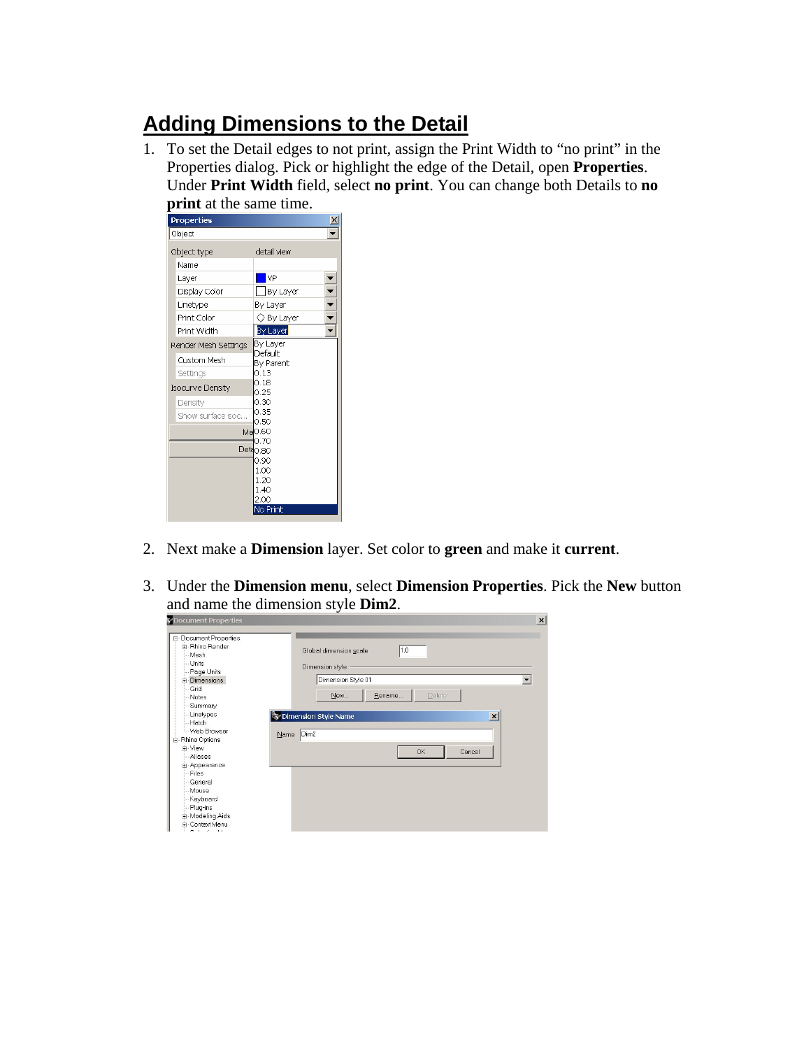## Adding Dimensions to the Detail

1. To set the Detail edges to not print, assign the Print Width to "no print" in the Properties dialog. Pick or highlight the edge of the Detail, open **Properties**. Under **Print Width** field, select **no print**. You can change both Details to **no print** at the same time.

2. Next make a **Dimension** layer. Set color to **green** and make it **current**.

3. Under the **Dimension menu**, select **Dimension Properties**. Pick the **New** button and name the dimension style **Dim2**.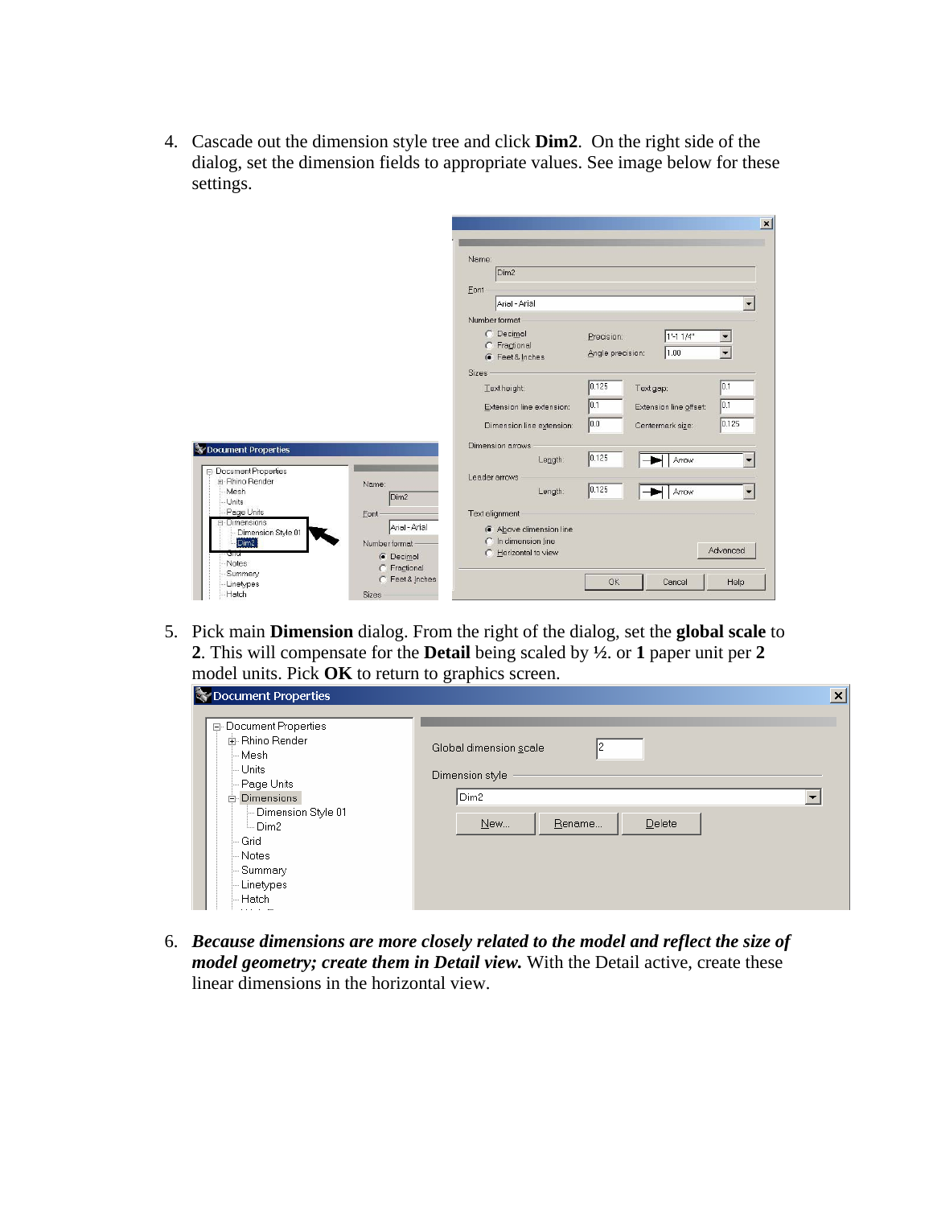4. Cascade out the dimension style tree and click **Dim2**. On the right side of the dialog, set the dimension fields to appropriate values. See image below for these settings.

5. Pick main **Dimension** dialog. From the right of the dialog, set the **global scale** to **2**. This will compensate for the **Detail** being scaled by ½. or **1** paper unit per **2** model units. Pick **OK** to return to graphics screen.

6. ***Because dimensions are more closely related to the model and reflect the size of model geometry; create them in Detail view.*** With the Detail active, create these linear dimensions in the horizontal view.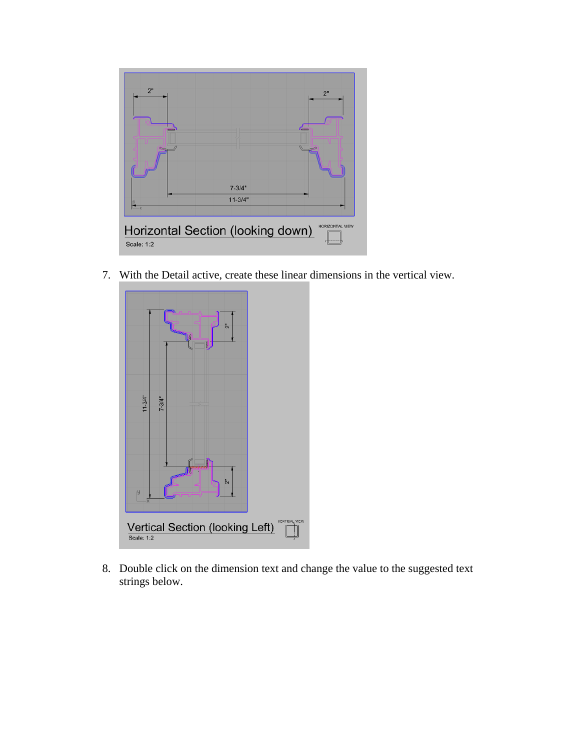7. With the Detail active, create these linear dimensions in the vertical view.

8. Double click on the dimension text and change the value to the suggested text strings below.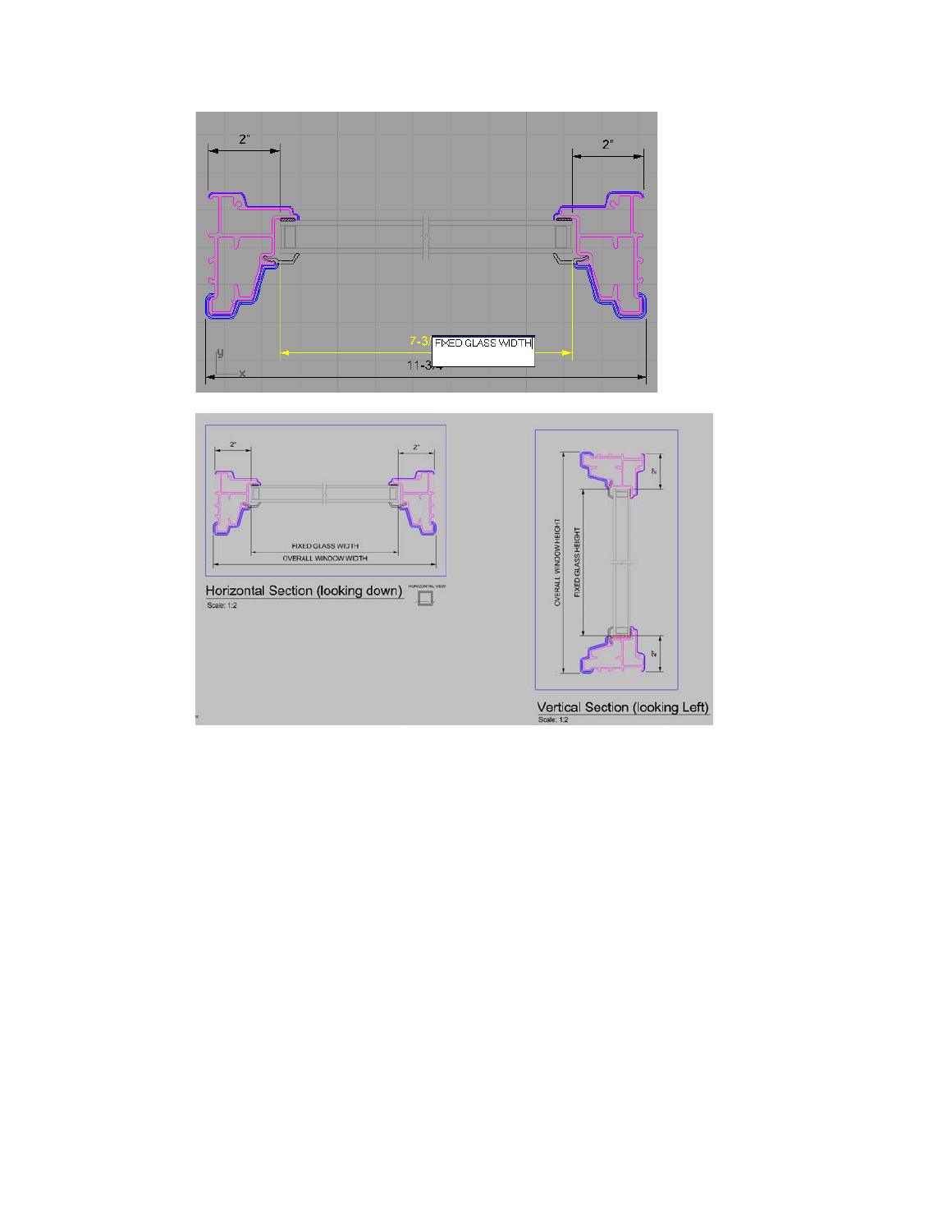2"

2"

7-3/ FIXED GLASS WIDTH

11-3/4

2"

2"

FIXED GLASS WIDTH

OVERALL WINDOW WIDTH

Horizontal Section (looking down)

HORIZONTAL VIEW

Scale: 1:2

OVERALL WINDOW HEIGHT

FIXED GLASS HEIGHT

2"

2"

Vertical Section (looking Left)

Scale: 1:2